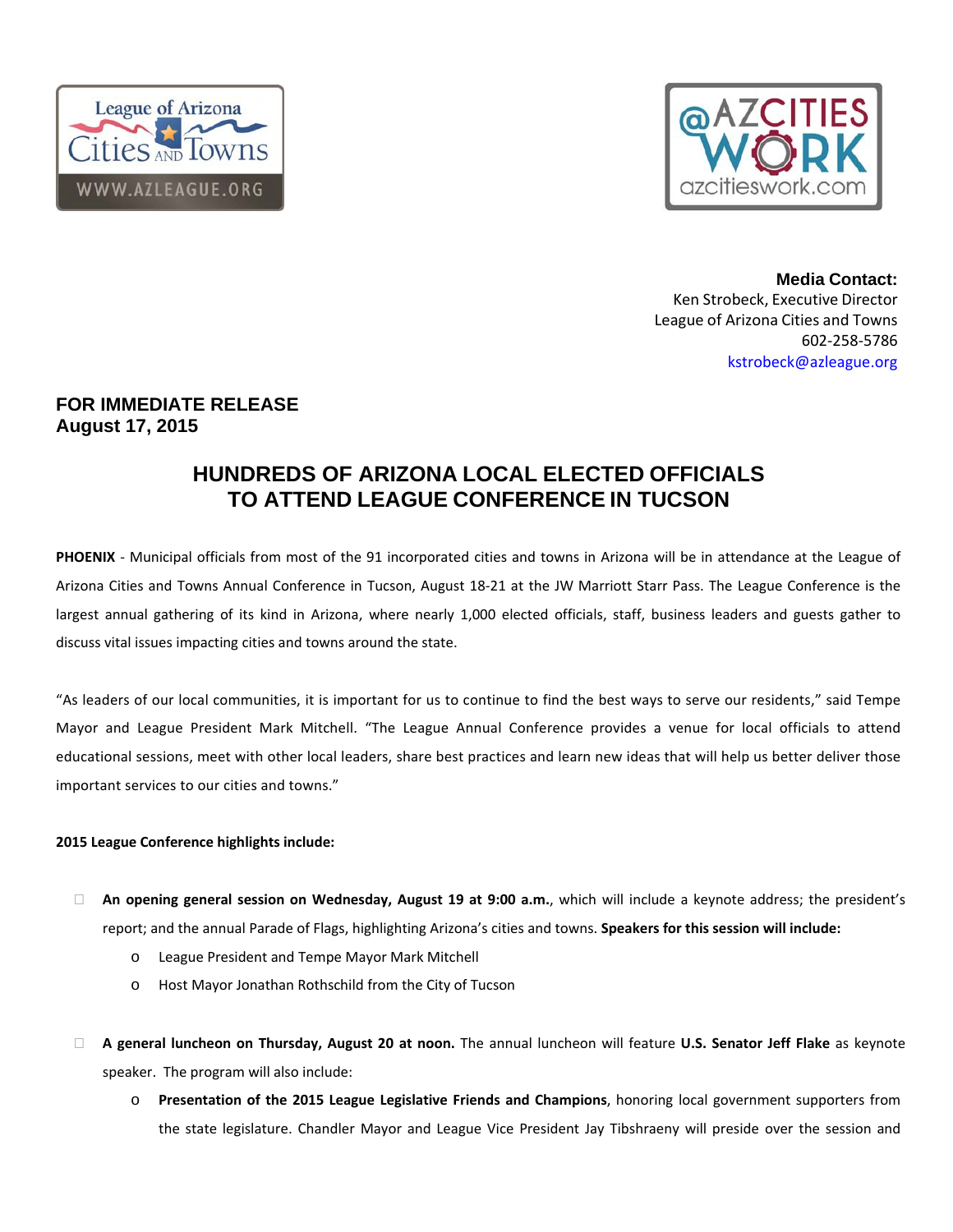League of Arizona Cities and Towns
WWW.AZLEAGUE.ORG

@AZCITIES WORK
azcitieswork.com

**Media Contact:**
Ken Strobeck, Executive Director
League of Arizona Cities and Towns
602-258-5786
kstrobeck@azleague.org

**FOR IMMEDIATE RELEASE**
**August 17, 2015**

# HUNDREDS OF ARIZONA LOCAL ELECTED OFFICIALS TO ATTEND LEAGUE CONFERENCE IN TUCSON

**PHOENIX** - Municipal officials from most of the 91 incorporated cities and towns in Arizona will be in attendance at the League of Arizona Cities and Towns Annual Conference in Tucson, August 18-21 at the JW Marriott Starr Pass. The League Conference is the largest annual gathering of its kind in Arizona, where nearly 1,000 elected officials, staff, business leaders and guests gather to discuss vital issues impacting cities and towns around the state.

"As leaders of our local communities, it is important for us to continue to find the best ways to serve our residents," said Tempe Mayor and League President Mark Mitchell. "The League Annual Conference provides a venue for local officials to attend educational sessions, meet with other local leaders, share best practices and learn new ideas that will help us better deliver those important services to our cities and towns."

**2015 League Conference highlights include:**

- **An opening general session on Wednesday, August 19 at 9:00 a.m.**, which will include a keynote address; the president's report; and the annual Parade of Flags, highlighting Arizona's cities and towns. **Speakers for this session will include:**
  - League President and Tempe Mayor Mark Mitchell
  - Host Mayor Jonathan Rothschild from the City of Tucson

- **A general luncheon on Thursday, August 20 at noon.** The annual luncheon will feature **U.S. Senator Jeff Flake** as keynote speaker. The program will also include:
  - **Presentation of the 2015 League Legislative Friends and Champions**, honoring local government supporters from the state legislature. Chandler Mayor and League Vice President Jay Tibshraeny will preside over the session and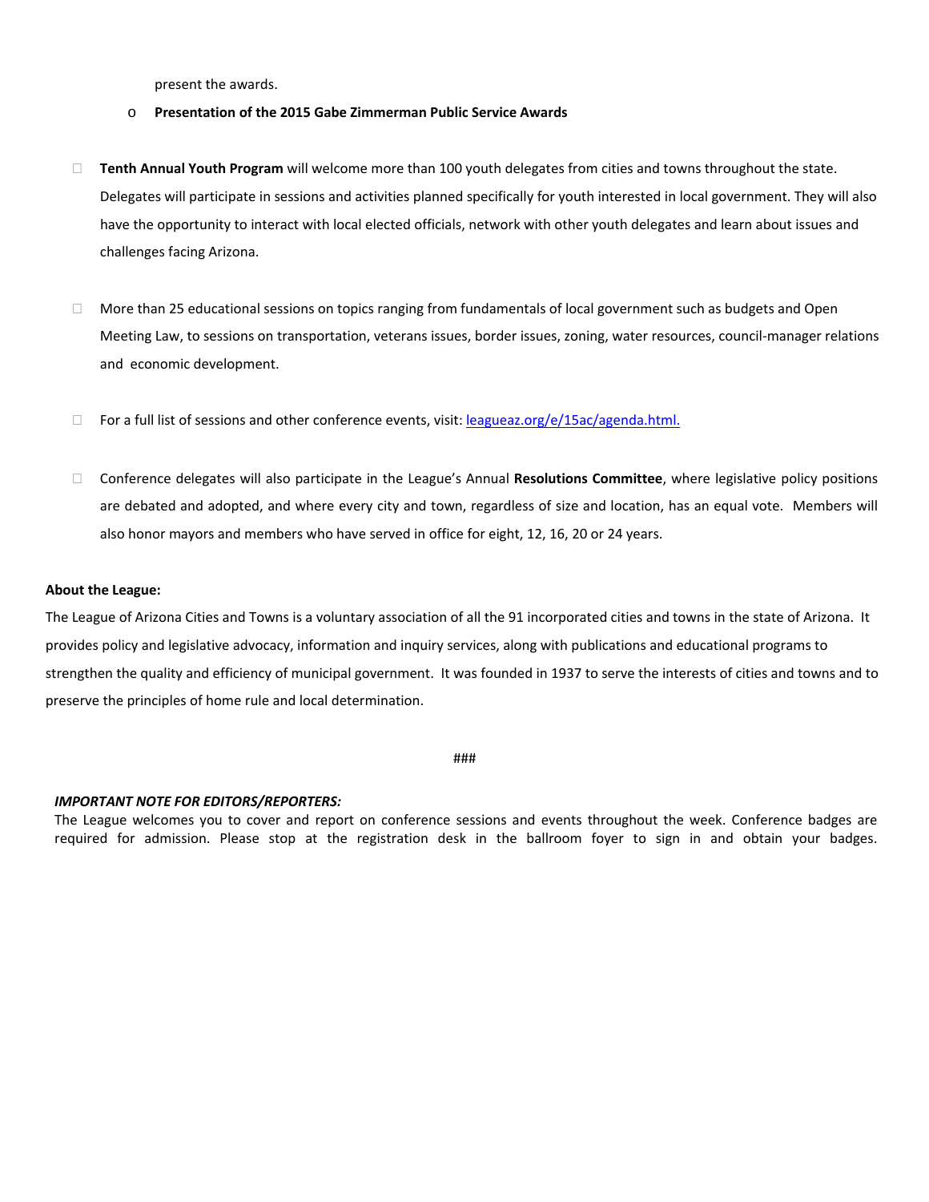present the awards.

  - **Presentation of the 2015 Gabe Zimmerman Public Service Awards**

- **Tenth Annual Youth Program** will welcome more than 100 youth delegates from cities and towns throughout the state. Delegates will participate in sessions and activities planned specifically for youth interested in local government. They will also have the opportunity to interact with local elected officials, network with other youth delegates and learn about issues and challenges facing Arizona.

- More than 25 educational sessions on topics ranging from fundamentals of local government such as budgets and Open Meeting Law, to sessions on transportation, veterans issues, border issues, zoning, water resources, council-manager relations and economic development.

- For a full list of sessions and other conference events, visit: [leagueaz.org/e/15ac/agenda.html.](leagueaz.org/e/15ac/agenda.html)

- Conference delegates will also participate in the League's Annual **Resolutions Committee**, where legislative policy positions are debated and adopted, and where every city and town, regardless of size and location, has an equal vote. Members will also honor mayors and members who have served in office for eight, 12, 16, 20 or 24 years.

**About the League:**

The League of Arizona Cities and Towns is a voluntary association of all the 91 incorporated cities and towns in the state of Arizona. It provides policy and legislative advocacy, information and inquiry services, along with publications and educational programs to strengthen the quality and efficiency of municipal government. It was founded in 1937 to serve the interests of cities and towns and to preserve the principles of home rule and local determination.

###

***IMPORTANT NOTE FOR EDITORS/REPORTERS:***

The League welcomes you to cover and report on conference sessions and events throughout the week. Conference badges are required for admission. Please stop at the registration desk in the ballroom foyer to sign in and obtain your badges.